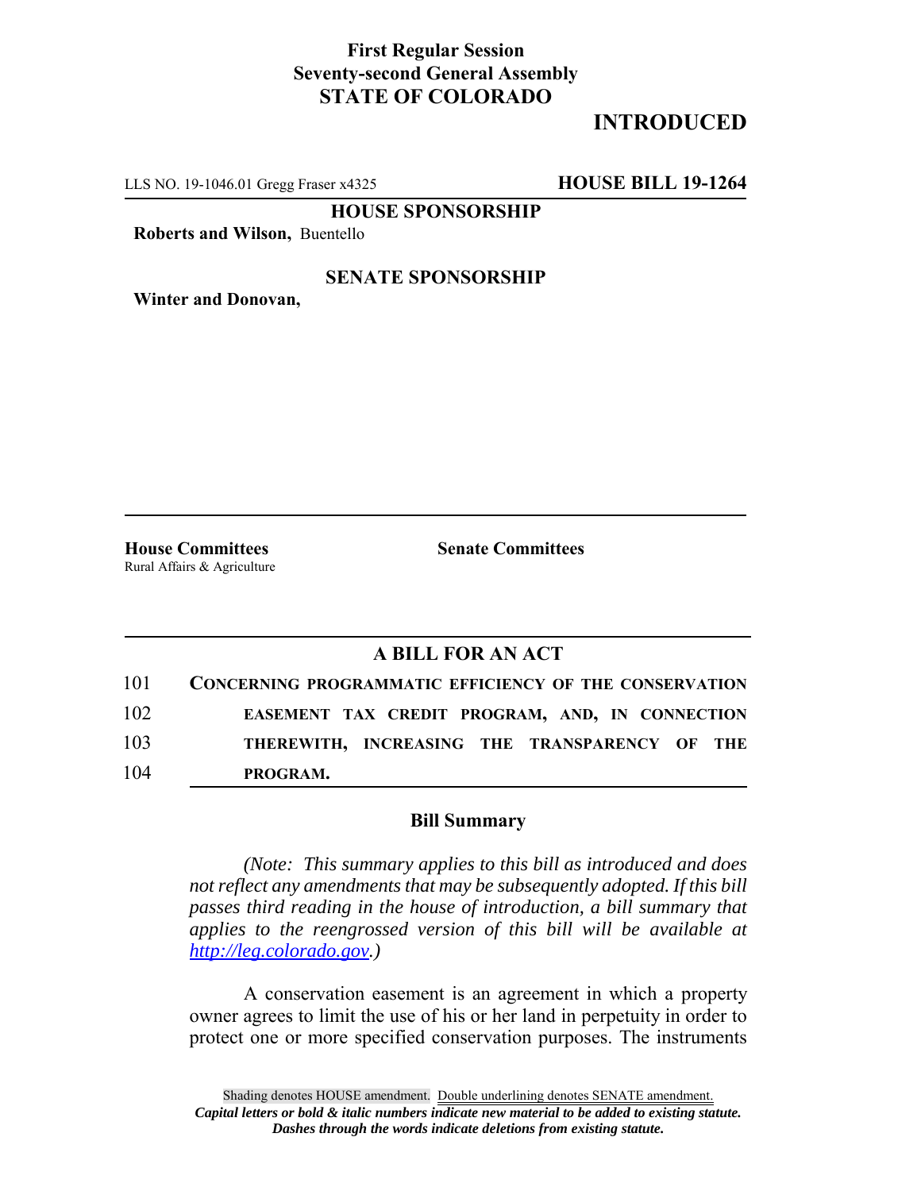**First Regular Session**
**Seventy-second General Assembly**
**STATE OF COLORADO**

## INTRODUCED

LLS NO. 19-1046.01 Gregg Fraser x4325 **HOUSE BILL 19-1264**

**HOUSE SPONSORSHIP**

**Roberts and Wilson,** Buentello

**SENATE SPONSORSHIP**

**Winter and Donovan,**

**House Committees**
Rural Affairs & Agriculture

**Senate Committees**

### A BILL FOR AN ACT

101 **CONCERNING PROGRAMMATIC EFFICIENCY OF THE CONSERVATION**
102 **EASEMENT TAX CREDIT PROGRAM, AND, IN CONNECTION**
103 **THEREWITH, INCREASING THE TRANSPARENCY OF THE**
104 **PROGRAM.**

### Bill Summary

*(Note: This summary applies to this bill as introduced and does not reflect any amendments that may be subsequently adopted. If this bill passes third reading in the house of introduction, a bill summary that applies to the reengrossed version of this bill will be available at http://leg.colorado.gov.)*

A conservation easement is an agreement in which a property owner agrees to limit the use of his or her land in perpetuity in order to protect one or more specified conservation purposes. The instruments

Shading denotes HOUSE amendment. Double underlining denotes SENATE amendment.
*Capital letters or bold & italic numbers indicate new material to be added to existing statute.*
*Dashes through the words indicate deletions from existing statute.*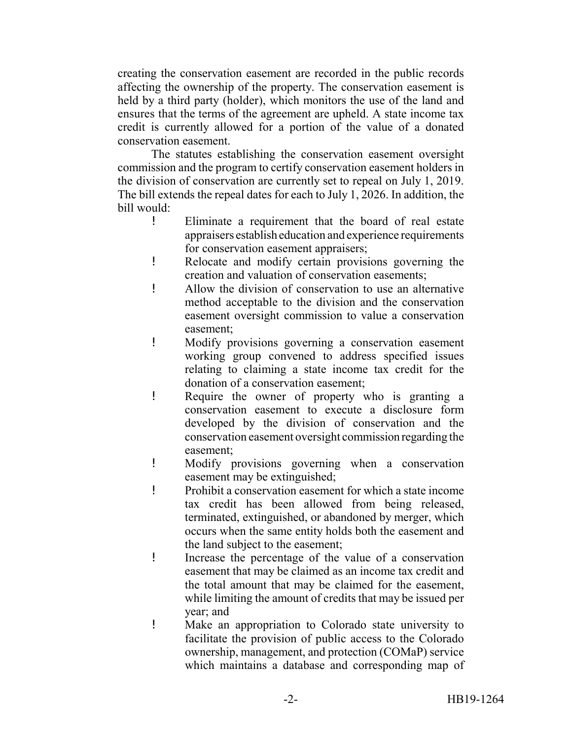creating the conservation easement are recorded in the public records affecting the ownership of the property. The conservation easement is held by a third party (holder), which monitors the use of the land and ensures that the terms of the agreement are upheld. A state income tax credit is currently allowed for a portion of the value of a donated conservation easement.

The statutes establishing the conservation easement oversight commission and the program to certify conservation easement holders in the division of conservation are currently set to repeal on July 1, 2019. The bill extends the repeal dates for each to July 1, 2026. In addition, the bill would:

- Eliminate a requirement that the board of real estate appraisers establish education and experience requirements for conservation easement appraisers;
- Relocate and modify certain provisions governing the creation and valuation of conservation easements;
- Allow the division of conservation to use an alternative method acceptable to the division and the conservation easement oversight commission to value a conservation easement;
- Modify provisions governing a conservation easement working group convened to address specified issues relating to claiming a state income tax credit for the donation of a conservation easement;
- Require the owner of property who is granting a conservation easement to execute a disclosure form developed by the division of conservation and the conservation easement oversight commission regarding the easement;
- Modify provisions governing when a conservation easement may be extinguished;
- Prohibit a conservation easement for which a state income tax credit has been allowed from being released, terminated, extinguished, or abandoned by merger, which occurs when the same entity holds both the easement and the land subject to the easement;
- Increase the percentage of the value of a conservation easement that may be claimed as an income tax credit and the total amount that may be claimed for the easement, while limiting the amount of credits that may be issued per year; and
- Make an appropriation to Colorado state university to facilitate the provision of public access to the Colorado ownership, management, and protection (COMaP) service which maintains a database and corresponding map of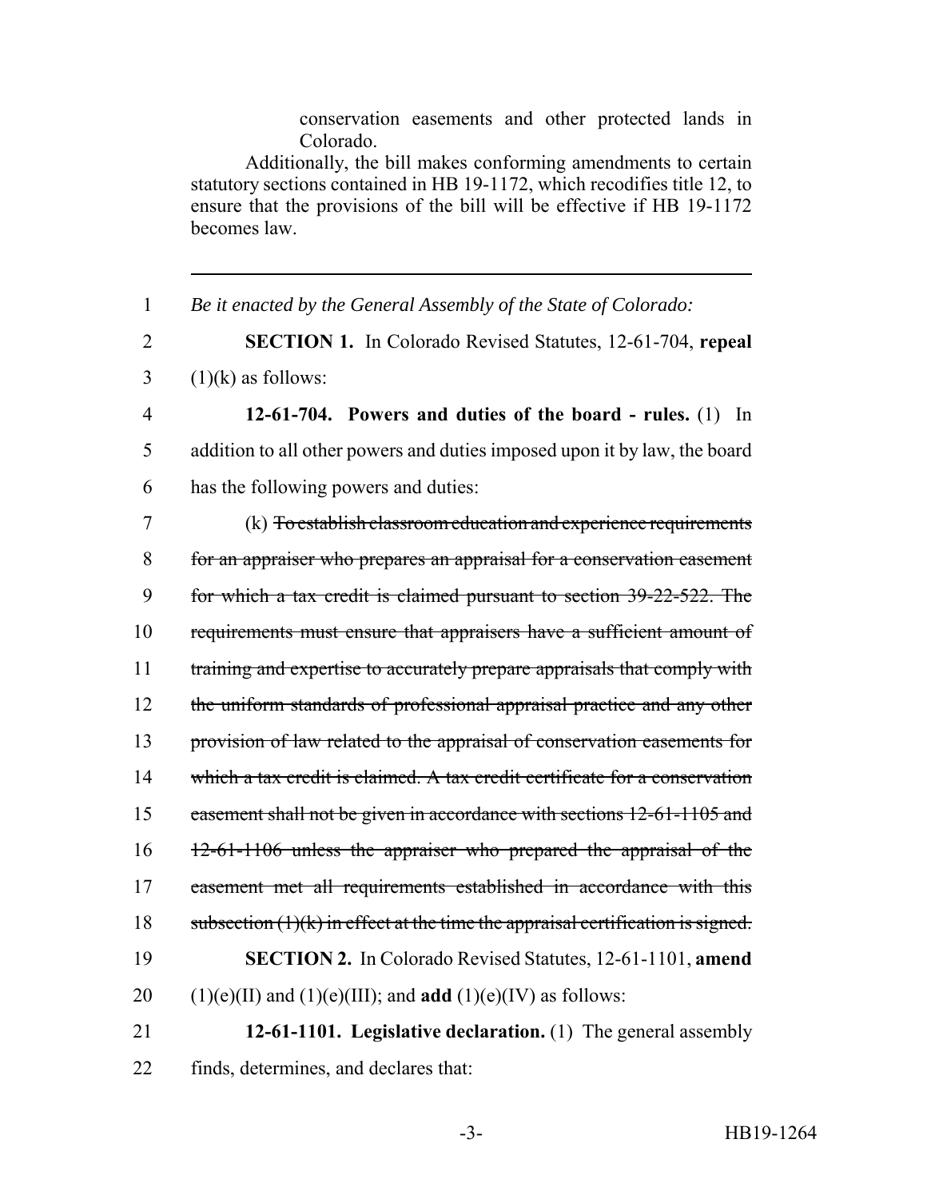conservation easements and other protected lands in Colorado.

Additionally, the bill makes conforming amendments to certain statutory sections contained in HB 19-1172, which recodifies title 12, to ensure that the provisions of the bill will be effective if HB 19-1172 becomes law.

---

1 *Be it enacted by the General Assembly of the State of Colorado:*

2 **SECTION 1.** In Colorado Revised Statutes, 12-61-704, **repeal**
3 (1)(k) as follows:

4 **12-61-704. Powers and duties of the board - rules.** (1) In
5 addition to all other powers and duties imposed upon it by law, the board
6 has the following powers and duties:

7 (k) ~~To establish classroom education and experience requirements~~
8 ~~for an appraiser who prepares an appraisal for a conservation easement~~
9 ~~for which a tax credit is claimed pursuant to section 39-22-522. The~~
10 ~~requirements must ensure that appraisers have a sufficient amount of~~
11 ~~training and expertise to accurately prepare appraisals that comply with~~
12 ~~the uniform standards of professional appraisal practice and any other~~
13 ~~provision of law related to the appraisal of conservation easements for~~
14 ~~which a tax credit is claimed. A tax credit certificate for a conservation~~
15 ~~easement shall not be given in accordance with sections 12-61-1105 and~~
16 ~~12-61-1106 unless the appraiser who prepared the appraisal of the~~
17 ~~easement met all requirements established in accordance with this~~
18 ~~subsection (1)(k) in effect at the time the appraisal certification is signed.~~

19 **SECTION 2.** In Colorado Revised Statutes, 12-61-1101, **amend**
20 (1)(e)(II) and (1)(e)(III); and **add** (1)(e)(IV) as follows:

21 **12-61-1101. Legislative declaration.** (1) The general assembly
22 finds, determines, and declares that: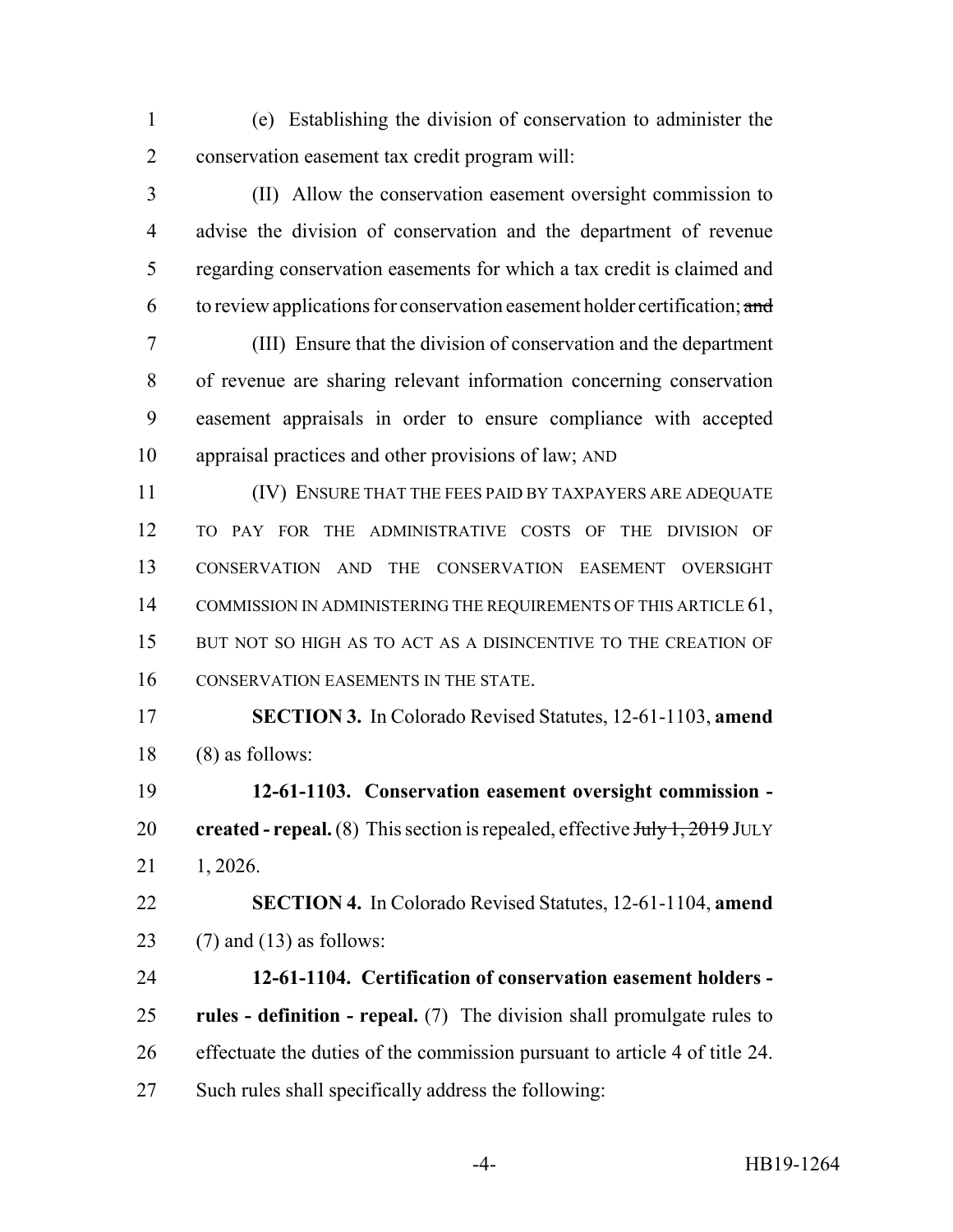(e) Establishing the division of conservation to administer the conservation easement tax credit program will:

(II) Allow the conservation easement oversight commission to advise the division of conservation and the department of revenue regarding conservation easements for which a tax credit is claimed and to review applications for conservation easement holder certification; ~~and~~

(III) Ensure that the division of conservation and the department of revenue are sharing relevant information concerning conservation easement appraisals in order to ensure compliance with accepted appraisal practices and other provisions of law; AND

(IV) ENSURE THAT THE FEES PAID BY TAXPAYERS ARE ADEQUATE TO PAY FOR THE ADMINISTRATIVE COSTS OF THE DIVISION OF CONSERVATION AND THE CONSERVATION EASEMENT OVERSIGHT COMMISSION IN ADMINISTERING THE REQUIREMENTS OF THIS ARTICLE 61, BUT NOT SO HIGH AS TO ACT AS A DISINCENTIVE TO THE CREATION OF CONSERVATION EASEMENTS IN THE STATE.

**SECTION 3.** In Colorado Revised Statutes, 12-61-1103, **amend** (8) as follows:

**12-61-1103. Conservation easement oversight commission - created - repeal.** (8) This section is repealed, effective ~~July 1, 2019~~ JULY 1, 2026.

**SECTION 4.** In Colorado Revised Statutes, 12-61-1104, **amend** (7) and (13) as follows:

**12-61-1104. Certification of conservation easement holders - rules - definition - repeal.** (7) The division shall promulgate rules to effectuate the duties of the commission pursuant to article 4 of title 24. Such rules shall specifically address the following: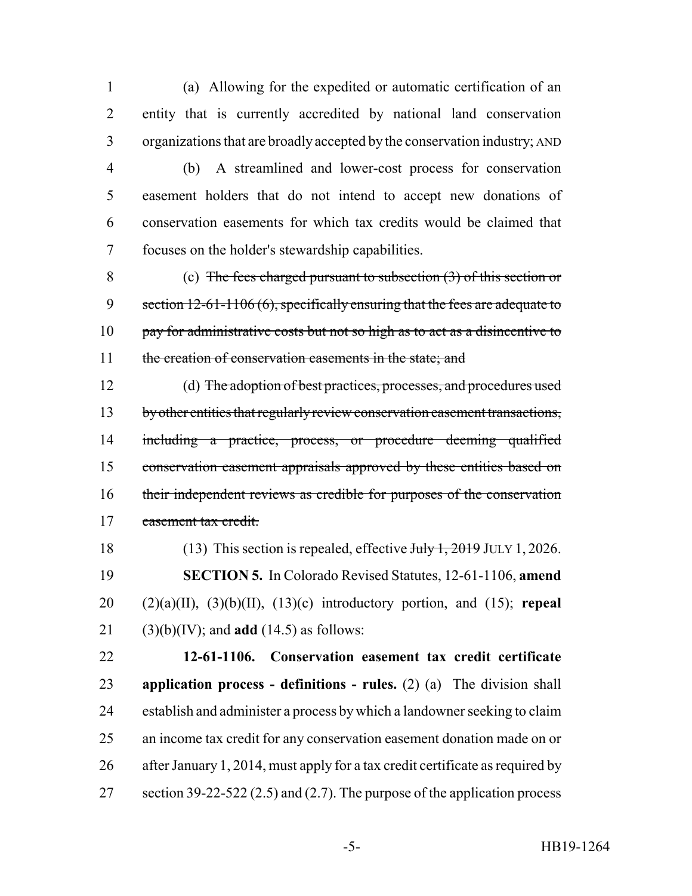(a) Allowing for the expedited or automatic certification of an entity that is currently accredited by national land conservation organizations that are broadly accepted by the conservation industry; AND

(b) A streamlined and lower-cost process for conservation easement holders that do not intend to accept new donations of conservation easements for which tax credits would be claimed that focuses on the holder's stewardship capabilities.

(c) ~~The fees charged pursuant to subsection (3) of this section or section 12-61-1106 (6), specifically ensuring that the fees are adequate to pay for administrative costs but not so high as to act as a disincentive to the creation of conservation easements in the state; and~~

(d) ~~The adoption of best practices, processes, and procedures used by other entities that regularly review conservation easement transactions, including a practice, process, or procedure deeming qualified conservation easement appraisals approved by these entities based on their independent reviews as credible for purposes of the conservation easement tax credit.~~

(13) This section is repealed, effective ~~July 1, 2019~~ JULY 1, 2026.

**SECTION 5.** In Colorado Revised Statutes, 12-61-1106, **amend** (2)(a)(II), (3)(b)(II), (13)(c) introductory portion, and (15); **repeal** (3)(b)(IV); and **add** (14.5) as follows:

**12-61-1106. Conservation easement tax credit certificate application process - definitions - rules.** (2) (a) The division shall establish and administer a process by which a landowner seeking to claim an income tax credit for any conservation easement donation made on or after January 1, 2014, must apply for a tax credit certificate as required by section 39-22-522 (2.5) and (2.7). The purpose of the application process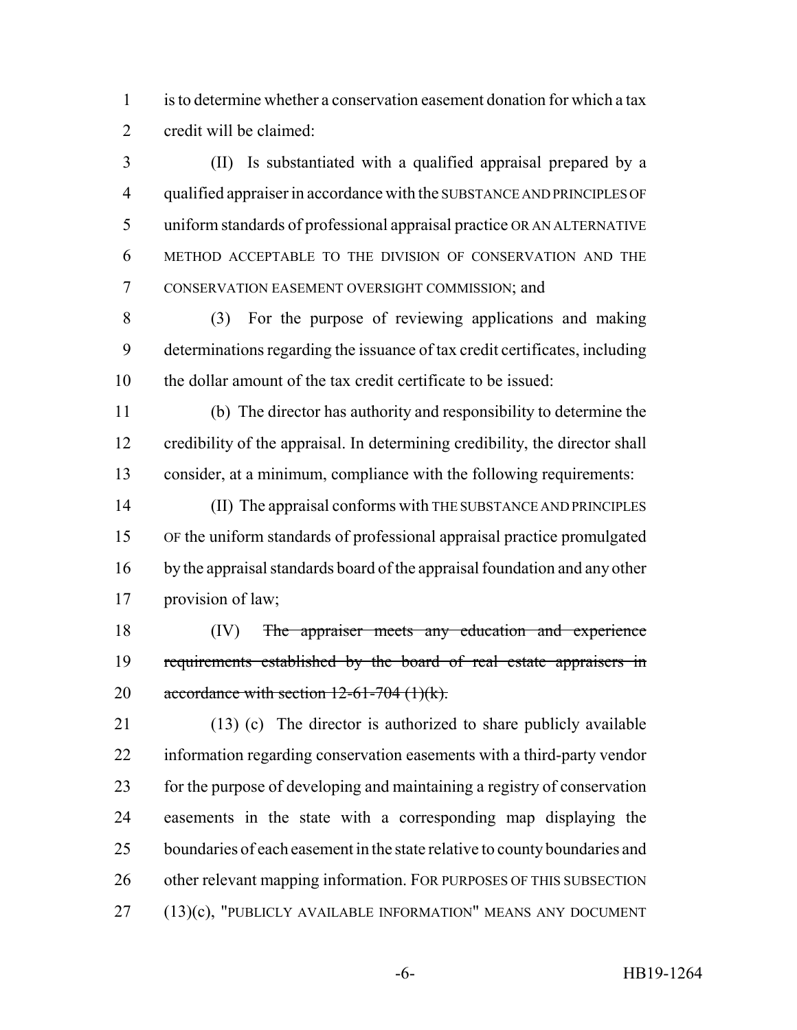is to determine whether a conservation easement donation for which a tax credit will be claimed:

(II) Is substantiated with a qualified appraisal prepared by a qualified appraiser in accordance with the SUBSTANCE AND PRINCIPLES OF uniform standards of professional appraisal practice OR AN ALTERNATIVE METHOD ACCEPTABLE TO THE DIVISION OF CONSERVATION AND THE CONSERVATION EASEMENT OVERSIGHT COMMISSION; and

(3) For the purpose of reviewing applications and making determinations regarding the issuance of tax credit certificates, including the dollar amount of the tax credit certificate to be issued:

(b) The director has authority and responsibility to determine the credibility of the appraisal. In determining credibility, the director shall consider, at a minimum, compliance with the following requirements:

(II) The appraisal conforms with THE SUBSTANCE AND PRINCIPLES OF the uniform standards of professional appraisal practice promulgated by the appraisal standards board of the appraisal foundation and any other provision of law;

(IV) ~~The appraiser meets any education and experience requirements established by the board of real estate appraisers in accordance with section 12-61-704 (1)(k).~~

(13) (c) The director is authorized to share publicly available information regarding conservation easements with a third-party vendor for the purpose of developing and maintaining a registry of conservation easements in the state with a corresponding map displaying the boundaries of each easement in the state relative to county boundaries and other relevant mapping information. FOR PURPOSES OF THIS SUBSECTION (13)(c), "PUBLICLY AVAILABLE INFORMATION" MEANS ANY DOCUMENT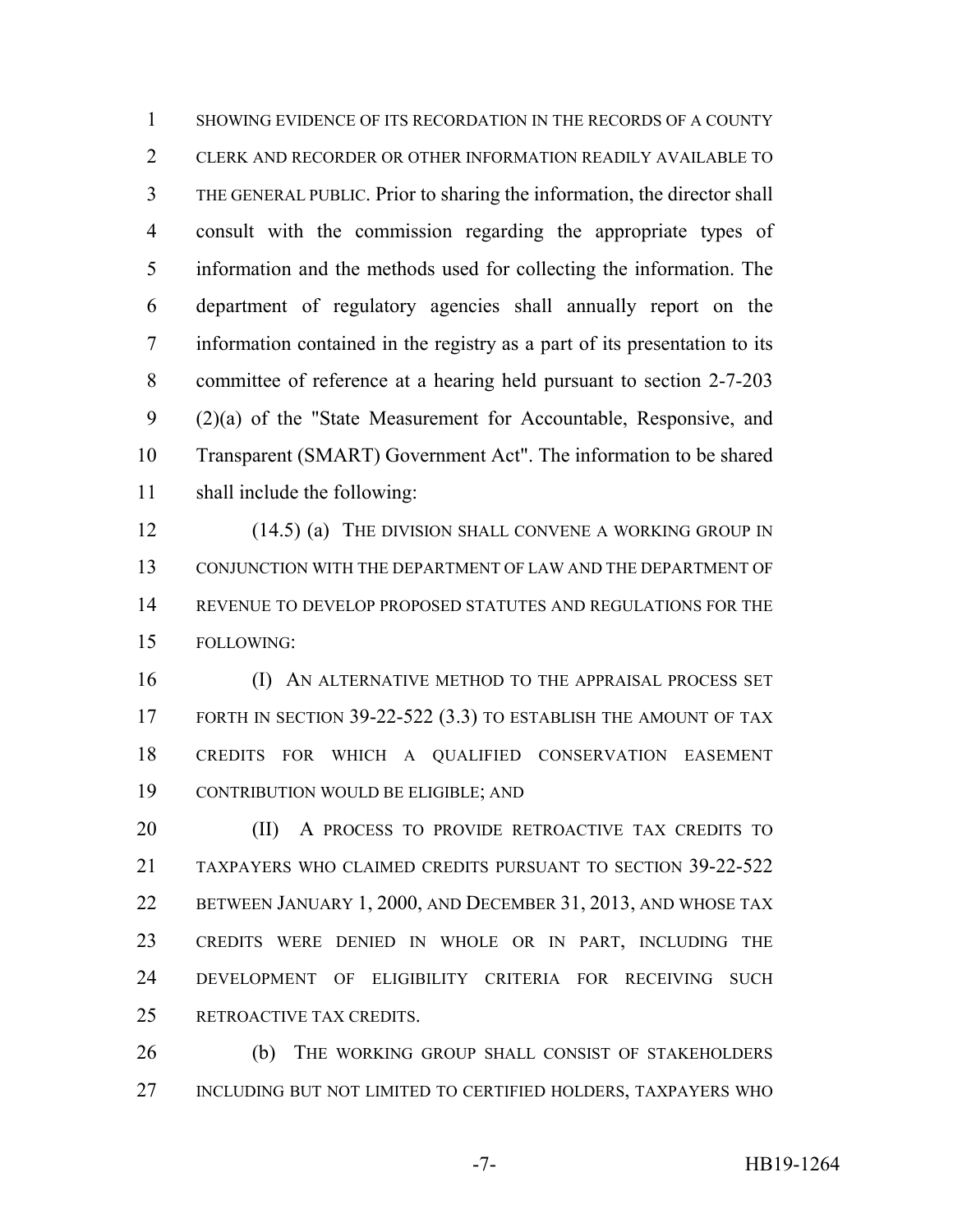SHOWING EVIDENCE OF ITS RECORDATION IN THE RECORDS OF A COUNTY CLERK AND RECORDER OR OTHER INFORMATION READILY AVAILABLE TO THE GENERAL PUBLIC. Prior to sharing the information, the director shall consult with the commission regarding the appropriate types of information and the methods used for collecting the information. The department of regulatory agencies shall annually report on the information contained in the registry as a part of its presentation to its committee of reference at a hearing held pursuant to section 2-7-203 (2)(a) of the "State Measurement for Accountable, Responsive, and Transparent (SMART) Government Act". The information to be shared shall include the following:

(14.5) (a) THE DIVISION SHALL CONVENE A WORKING GROUP IN CONJUNCTION WITH THE DEPARTMENT OF LAW AND THE DEPARTMENT OF REVENUE TO DEVELOP PROPOSED STATUTES AND REGULATIONS FOR THE FOLLOWING:

(I) AN ALTERNATIVE METHOD TO THE APPRAISAL PROCESS SET FORTH IN SECTION 39-22-522 (3.3) TO ESTABLISH THE AMOUNT OF TAX CREDITS FOR WHICH A QUALIFIED CONSERVATION EASEMENT CONTRIBUTION WOULD BE ELIGIBLE; AND

(II) A PROCESS TO PROVIDE RETROACTIVE TAX CREDITS TO TAXPAYERS WHO CLAIMED CREDITS PURSUANT TO SECTION 39-22-522 BETWEEN JANUARY 1, 2000, AND DECEMBER 31, 2013, AND WHOSE TAX CREDITS WERE DENIED IN WHOLE OR IN PART, INCLUDING THE DEVELOPMENT OF ELIGIBILITY CRITERIA FOR RECEIVING SUCH RETROACTIVE TAX CREDITS.

(b) THE WORKING GROUP SHALL CONSIST OF STAKEHOLDERS INCLUDING BUT NOT LIMITED TO CERTIFIED HOLDERS, TAXPAYERS WHO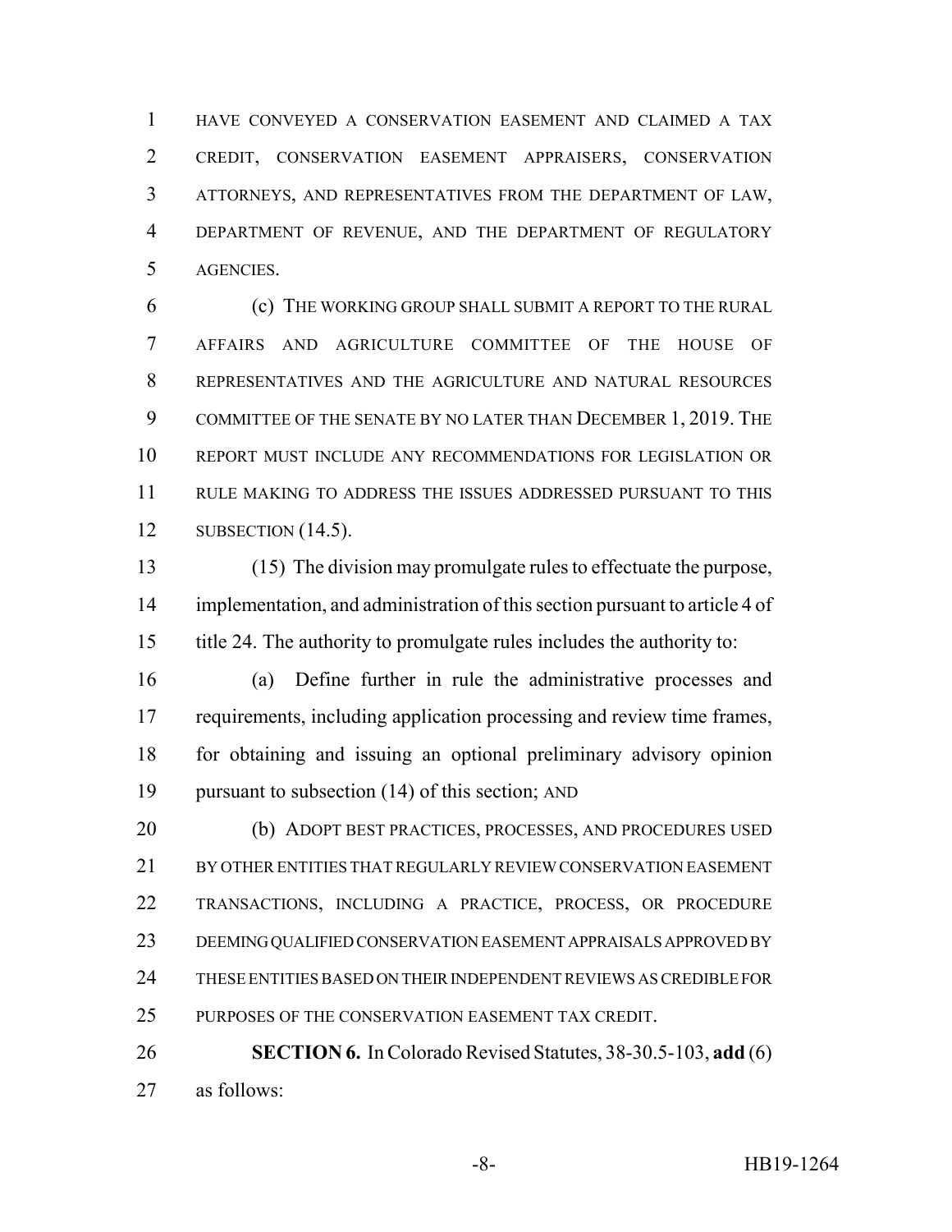HAVE CONVEYED A CONSERVATION EASEMENT AND CLAIMED A TAX CREDIT, CONSERVATION EASEMENT APPRAISERS, CONSERVATION ATTORNEYS, AND REPRESENTATIVES FROM THE DEPARTMENT OF LAW, DEPARTMENT OF REVENUE, AND THE DEPARTMENT OF REGULATORY AGENCIES.

(c) THE WORKING GROUP SHALL SUBMIT A REPORT TO THE RURAL AFFAIRS AND AGRICULTURE COMMITTEE OF THE HOUSE OF REPRESENTATIVES AND THE AGRICULTURE AND NATURAL RESOURCES COMMITTEE OF THE SENATE BY NO LATER THAN DECEMBER 1, 2019. THE REPORT MUST INCLUDE ANY RECOMMENDATIONS FOR LEGISLATION OR RULE MAKING TO ADDRESS THE ISSUES ADDRESSED PURSUANT TO THIS SUBSECTION (14.5).

(15) The division may promulgate rules to effectuate the purpose, implementation, and administration of this section pursuant to article 4 of title 24. The authority to promulgate rules includes the authority to:

(a) Define further in rule the administrative processes and requirements, including application processing and review time frames, for obtaining and issuing an optional preliminary advisory opinion pursuant to subsection (14) of this section; AND

(b) ADOPT BEST PRACTICES, PROCESSES, AND PROCEDURES USED BY OTHER ENTITIES THAT REGULARLY REVIEW CONSERVATION EASEMENT TRANSACTIONS, INCLUDING A PRACTICE, PROCESS, OR PROCEDURE DEEMING QUALIFIED CONSERVATION EASEMENT APPRAISALS APPROVED BY THESE ENTITIES BASED ON THEIR INDEPENDENT REVIEWS AS CREDIBLE FOR PURPOSES OF THE CONSERVATION EASEMENT TAX CREDIT.

**SECTION 6.** In Colorado Revised Statutes, 38-30.5-103, **add** (6) as follows: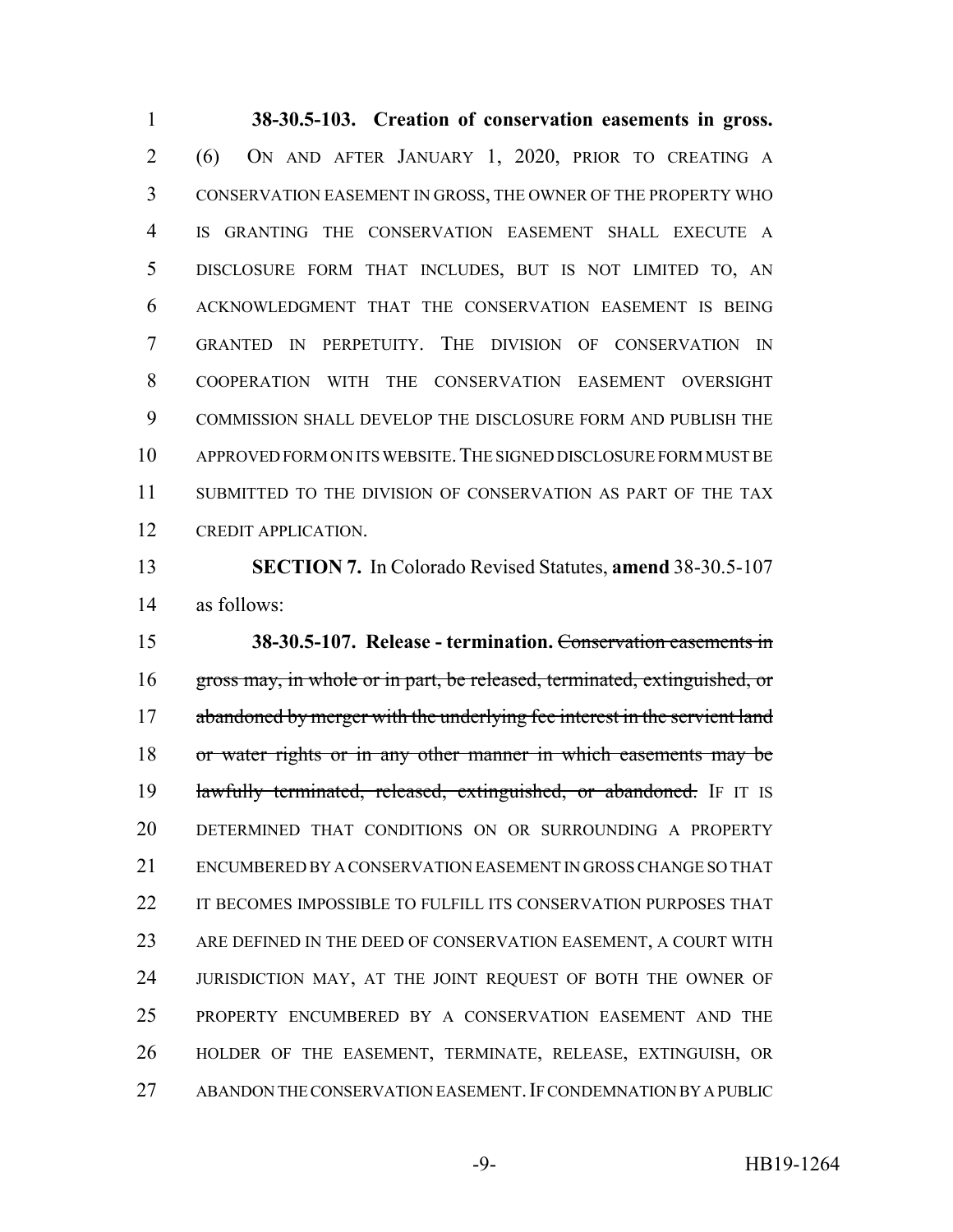**38-30.5-103. Creation of conservation easements in gross.** (6) ON AND AFTER JANUARY 1, 2020, PRIOR TO CREATING A CONSERVATION EASEMENT IN GROSS, THE OWNER OF THE PROPERTY WHO IS GRANTING THE CONSERVATION EASEMENT SHALL EXECUTE A DISCLOSURE FORM THAT INCLUDES, BUT IS NOT LIMITED TO, AN ACKNOWLEDGMENT THAT THE CONSERVATION EASEMENT IS BEING GRANTED IN PERPETUITY. THE DIVISION OF CONSERVATION IN COOPERATION WITH THE CONSERVATION EASEMENT OVERSIGHT COMMISSION SHALL DEVELOP THE DISCLOSURE FORM AND PUBLISH THE APPROVED FORM ON ITS WEBSITE. THE SIGNED DISCLOSURE FORM MUST BE SUBMITTED TO THE DIVISION OF CONSERVATION AS PART OF THE TAX CREDIT APPLICATION.

**SECTION 7.** In Colorado Revised Statutes, **amend** 38-30.5-107 as follows:

**38-30.5-107. Release - termination.** ~~Conservation easements in gross may, in whole or in part, be released, terminated, extinguished, or abandoned by merger with the underlying fee interest in the servient land or water rights or in any other manner in which easements may be lawfully terminated, released, extinguished, or abandoned.~~ IF IT IS DETERMINED THAT CONDITIONS ON OR SURROUNDING A PROPERTY ENCUMBERED BY A CONSERVATION EASEMENT IN GROSS CHANGE SO THAT IT BECOMES IMPOSSIBLE TO FULFILL ITS CONSERVATION PURPOSES THAT ARE DEFINED IN THE DEED OF CONSERVATION EASEMENT, A COURT WITH JURISDICTION MAY, AT THE JOINT REQUEST OF BOTH THE OWNER OF PROPERTY ENCUMBERED BY A CONSERVATION EASEMENT AND THE HOLDER OF THE EASEMENT, TERMINATE, RELEASE, EXTINGUISH, OR ABANDON THE CONSERVATION EASEMENT. IF CONDEMNATION BY A PUBLIC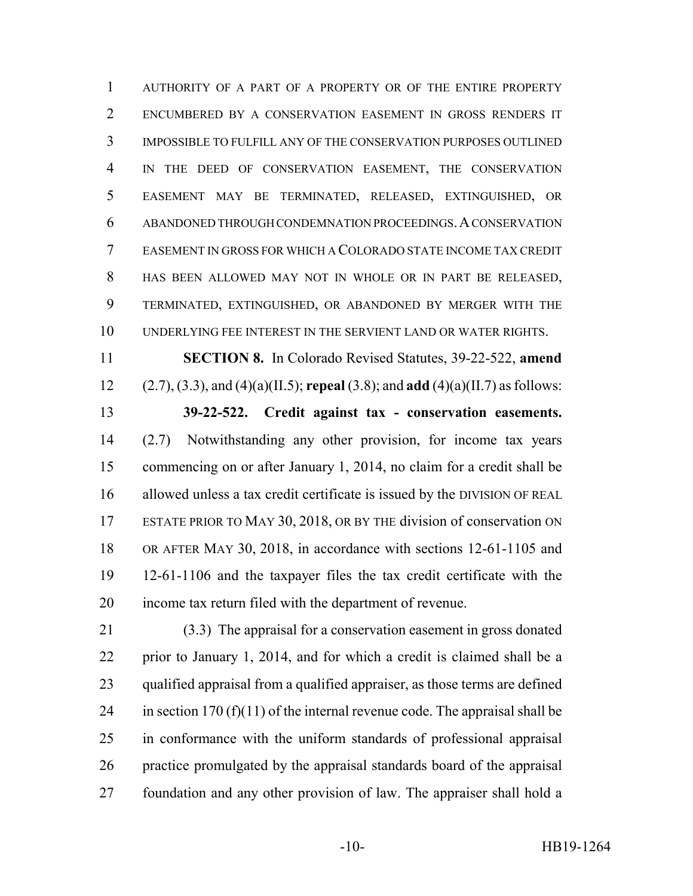AUTHORITY OF A PART OF A PROPERTY OR OF THE ENTIRE PROPERTY ENCUMBERED BY A CONSERVATION EASEMENT IN GROSS RENDERS IT IMPOSSIBLE TO FULFILL ANY OF THE CONSERVATION PURPOSES OUTLINED IN THE DEED OF CONSERVATION EASEMENT, THE CONSERVATION EASEMENT MAY BE TERMINATED, RELEASED, EXTINGUISHED, OR ABANDONED THROUGH CONDEMNATION PROCEEDINGS. A CONSERVATION EASEMENT IN GROSS FOR WHICH A COLORADO STATE INCOME TAX CREDIT HAS BEEN ALLOWED MAY NOT IN WHOLE OR IN PART BE RELEASED, TERMINATED, EXTINGUISHED, OR ABANDONED BY MERGER WITH THE UNDERLYING FEE INTEREST IN THE SERVIENT LAND OR WATER RIGHTS.

**SECTION 8.** In Colorado Revised Statutes, 39-22-522, **amend** (2.7), (3.3), and (4)(a)(II.5); **repeal** (3.8); and **add** (4)(a)(II.7) as follows:

**39-22-522. Credit against tax - conservation easements.** (2.7) Notwithstanding any other provision, for income tax years commencing on or after January 1, 2014, no claim for a credit shall be allowed unless a tax credit certificate is issued by the DIVISION OF REAL ESTATE PRIOR TO MAY 30, 2018, OR BY THE division of conservation ON OR AFTER MAY 30, 2018, in accordance with sections 12-61-1105 and 12-61-1106 and the taxpayer files the tax credit certificate with the income tax return filed with the department of revenue.

(3.3) The appraisal for a conservation easement in gross donated prior to January 1, 2014, and for which a credit is claimed shall be a qualified appraisal from a qualified appraiser, as those terms are defined in section 170 (f)(11) of the internal revenue code. The appraisal shall be in conformance with the uniform standards of professional appraisal practice promulgated by the appraisal standards board of the appraisal foundation and any other provision of law. The appraiser shall hold a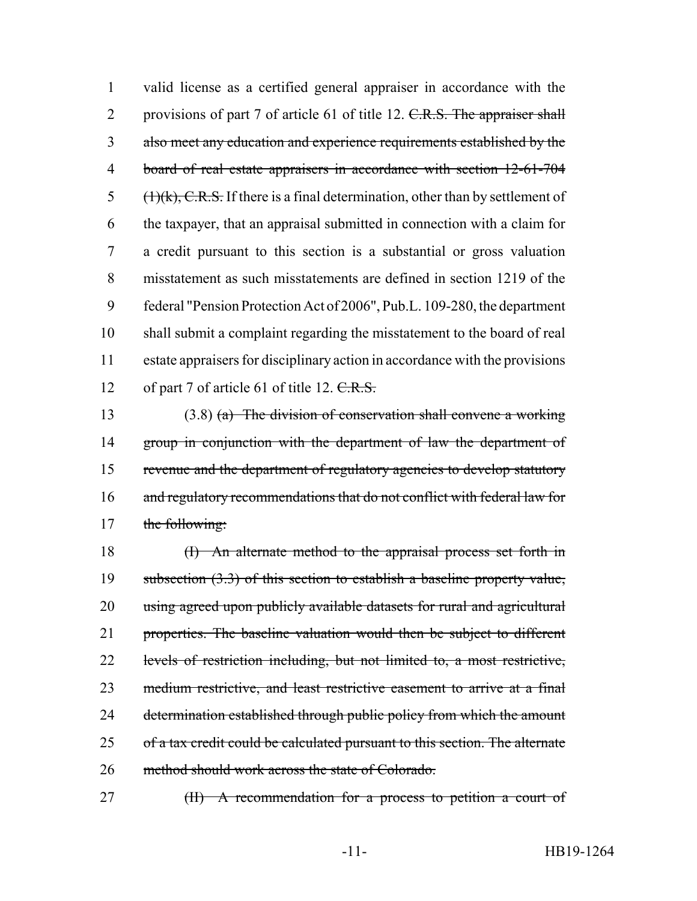valid license as a certified general appraiser in accordance with the provisions of part 7 of article 61 of title 12. ~~C.R.S. The appraiser shall also meet any education and experience requirements established by the board of real estate appraisers in accordance with section 12-61-704 (1)(k), C.R.S.~~ If there is a final determination, other than by settlement of the taxpayer, that an appraisal submitted in connection with a claim for a credit pursuant to this section is a substantial or gross valuation misstatement as such misstatements are defined in section 1219 of the federal "Pension Protection Act of 2006", Pub.L. 109-280, the department shall submit a complaint regarding the misstatement to the board of real estate appraisers for disciplinary action in accordance with the provisions of part 7 of article 61 of title 12. ~~C.R.S.~~

(3.8) ~~(a) The division of conservation shall convene a working group in conjunction with the department of law the department of revenue and the department of regulatory agencies to develop statutory and regulatory recommendations that do not conflict with federal law for the following:~~

~~(I) An alternate method to the appraisal process set forth in subsection (3.3) of this section to establish a baseline property value, using agreed upon publicly available datasets for rural and agricultural properties. The baseline valuation would then be subject to different levels of restriction including, but not limited to, a most restrictive, medium restrictive, and least restrictive easement to arrive at a final determination established through public policy from which the amount of a tax credit could be calculated pursuant to this section. The alternate method should work across the state of Colorado.~~

~~(II) A recommendation for a process to petition a court of~~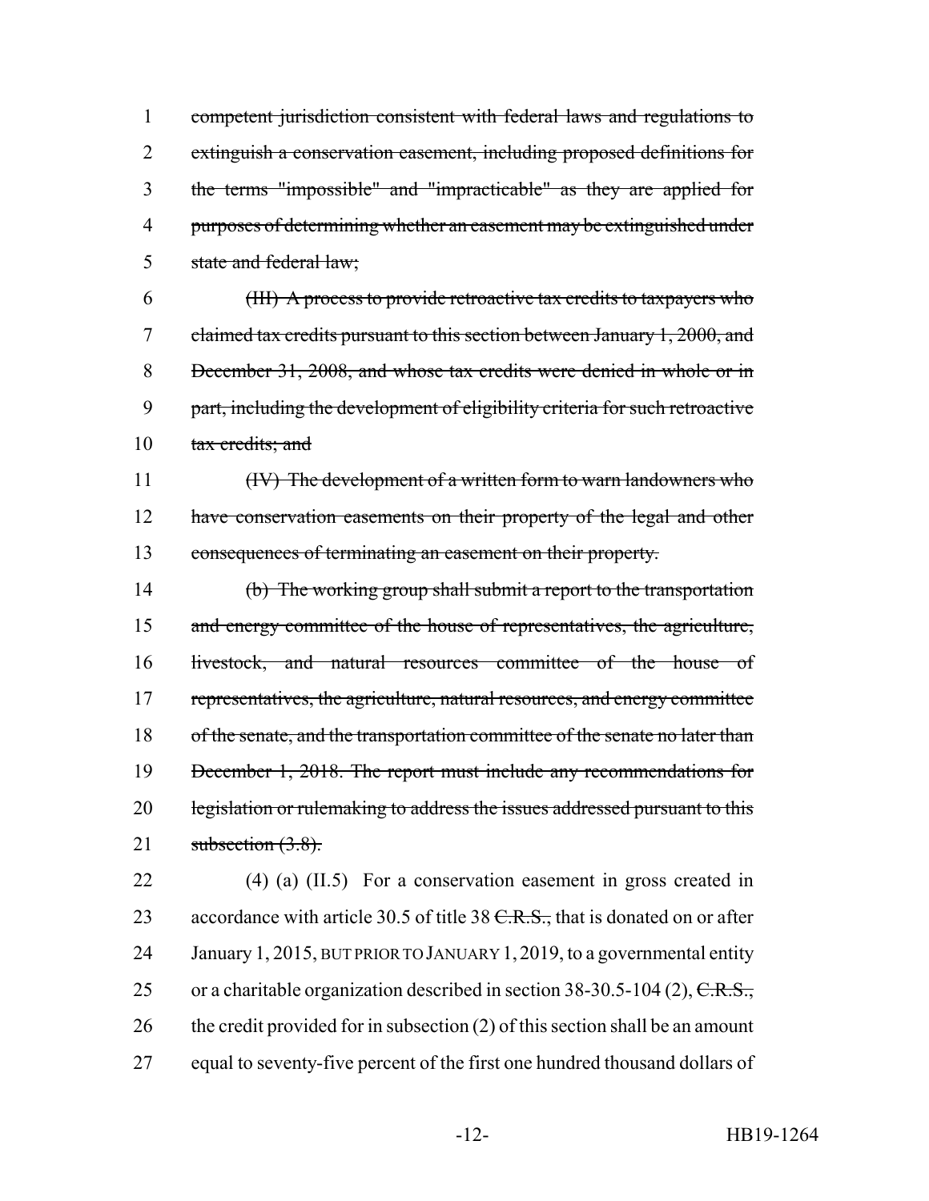~~competent jurisdiction consistent with federal laws and regulations to extinguish a conservation easement, including proposed definitions for the terms "impossible" and "impracticable" as they are applied for purposes of determining whether an easement may be extinguished under state and federal law;~~

~~(III) A process to provide retroactive tax credits to taxpayers who claimed tax credits pursuant to this section between January 1, 2000, and December 31, 2008, and whose tax credits were denied in whole or in part, including the development of eligibility criteria for such retroactive tax credits; and~~

~~(IV) The development of a written form to warn landowners who have conservation easements on their property of the legal and other consequences of terminating an easement on their property.~~

~~(b) The working group shall submit a report to the transportation and energy committee of the house of representatives, the agriculture, livestock, and natural resources committee of the house of representatives, the agriculture, natural resources, and energy committee of the senate, and the transportation committee of the senate no later than December 1, 2018. The report must include any recommendations for legislation or rulemaking to address the issues addressed pursuant to this subsection (3.8).~~

(4) (a) (II.5) For a conservation easement in gross created in accordance with article 30.5 of title 38 ~~C.R.S.,~~ that is donated on or after January 1, 2015, BUT PRIOR TO JANUARY 1, 2019, to a governmental entity or a charitable organization described in section 38-30.5-104 (2), ~~C.R.S.,~~ the credit provided for in subsection (2) of this section shall be an amount equal to seventy-five percent of the first one hundred thousand dollars of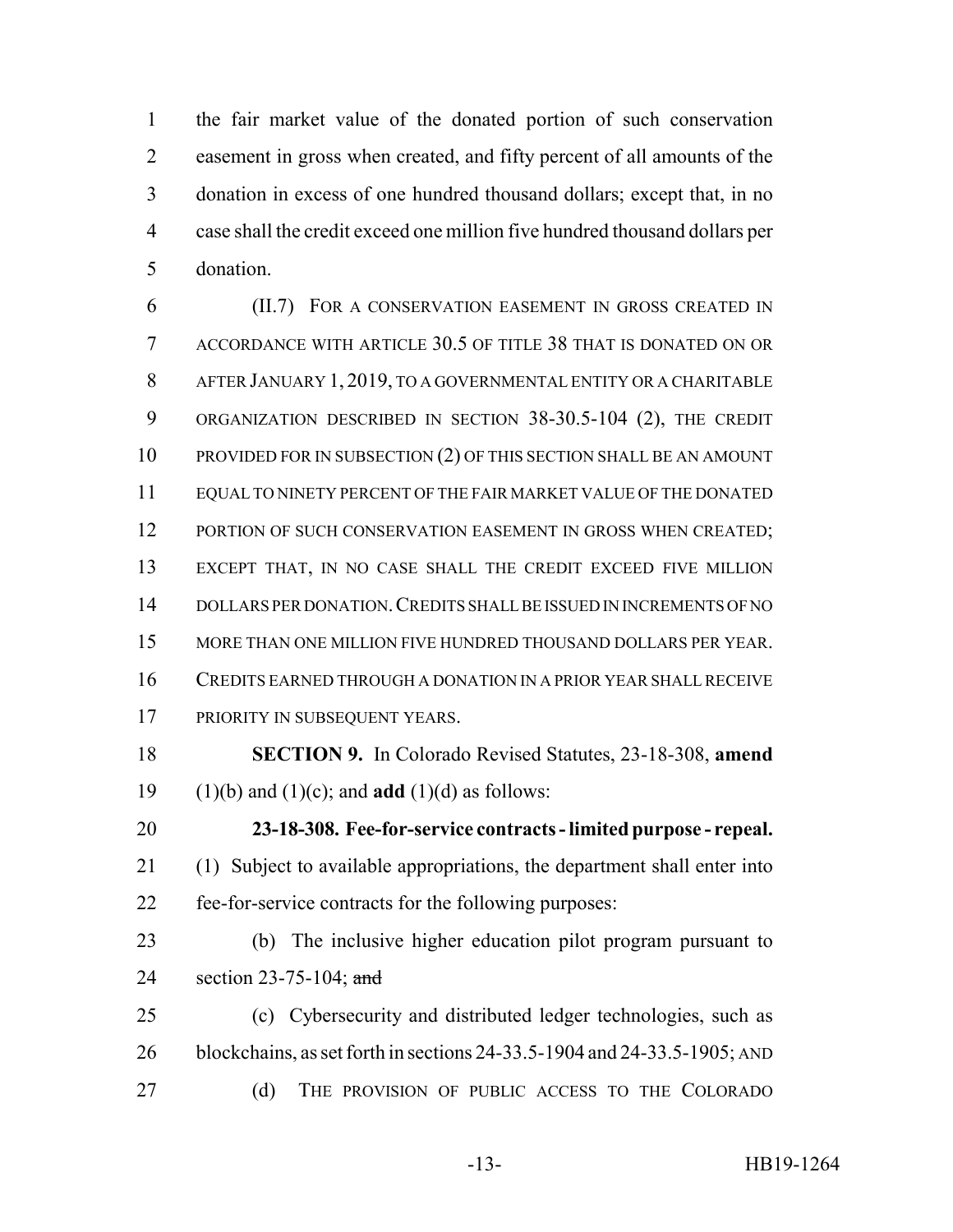the fair market value of the donated portion of such conservation easement in gross when created, and fifty percent of all amounts of the donation in excess of one hundred thousand dollars; except that, in no case shall the credit exceed one million five hundred thousand dollars per donation.

(II.7) FOR A CONSERVATION EASEMENT IN GROSS CREATED IN ACCORDANCE WITH ARTICLE 30.5 OF TITLE 38 THAT IS DONATED ON OR AFTER JANUARY 1, 2019, TO A GOVERNMENTAL ENTITY OR A CHARITABLE ORGANIZATION DESCRIBED IN SECTION 38-30.5-104 (2), THE CREDIT PROVIDED FOR IN SUBSECTION (2) OF THIS SECTION SHALL BE AN AMOUNT EQUAL TO NINETY PERCENT OF THE FAIR MARKET VALUE OF THE DONATED PORTION OF SUCH CONSERVATION EASEMENT IN GROSS WHEN CREATED; EXCEPT THAT, IN NO CASE SHALL THE CREDIT EXCEED FIVE MILLION DOLLARS PER DONATION. CREDITS SHALL BE ISSUED IN INCREMENTS OF NO MORE THAN ONE MILLION FIVE HUNDRED THOUSAND DOLLARS PER YEAR. CREDITS EARNED THROUGH A DONATION IN A PRIOR YEAR SHALL RECEIVE PRIORITY IN SUBSEQUENT YEARS.

**SECTION 9.** In Colorado Revised Statutes, 23-18-308, **amend** (1)(b) and (1)(c); and **add** (1)(d) as follows:

**23-18-308. Fee-for-service contracts - limited purpose - repeal.** (1) Subject to available appropriations, the department shall enter into fee-for-service contracts for the following purposes:

(b) The inclusive higher education pilot program pursuant to section 23-75-104; ~~and~~

(c) Cybersecurity and distributed ledger technologies, such as blockchains, as set forth in sections 24-33.5-1904 and 24-33.5-1905; AND

(d) THE PROVISION OF PUBLIC ACCESS TO THE COLORADO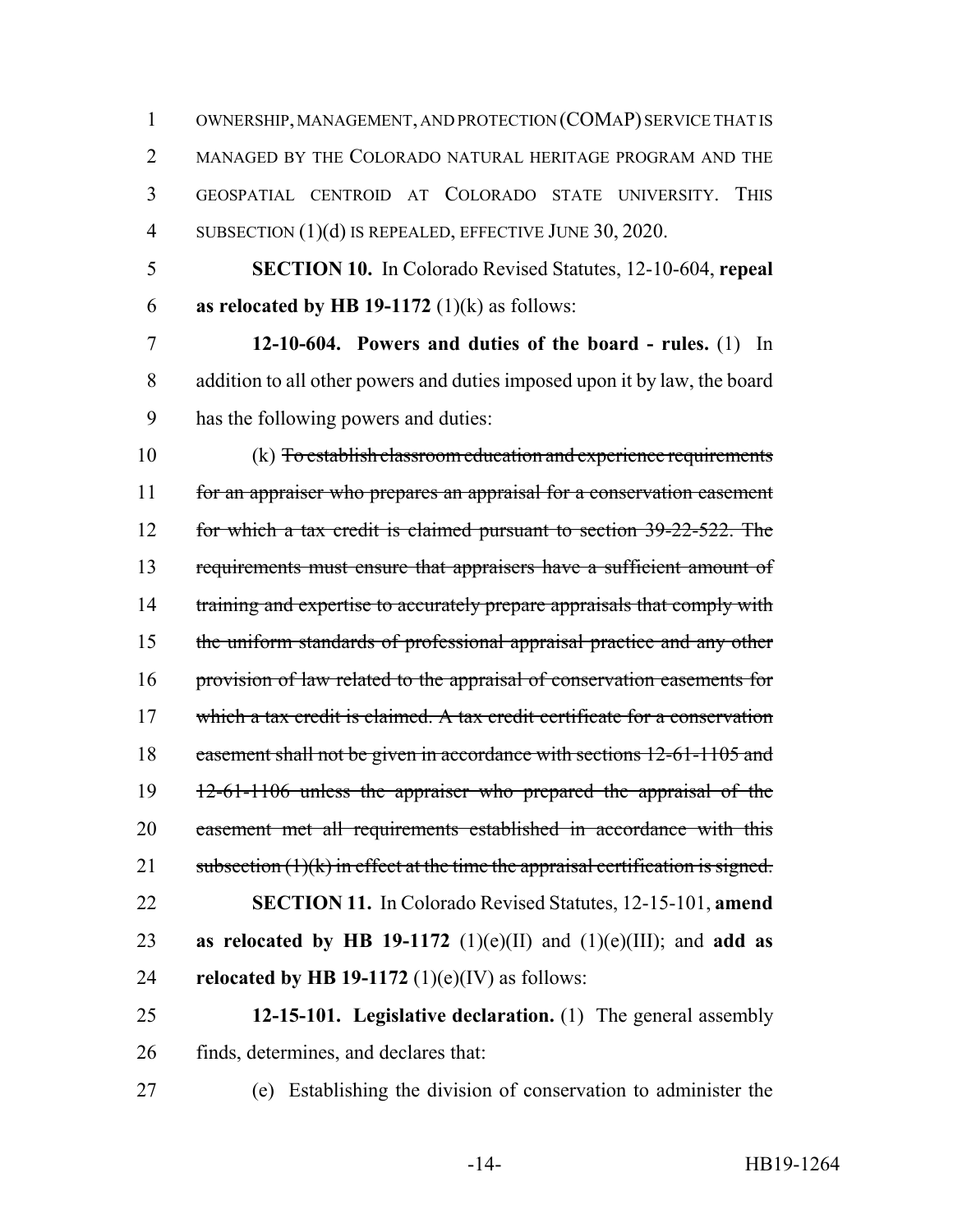OWNERSHIP, MANAGEMENT, AND PROTECTION (COMAP) SERVICE THAT IS MANAGED BY THE COLORADO NATURAL HERITAGE PROGRAM AND THE GEOSPATIAL CENTROID AT COLORADO STATE UNIVERSITY. THIS SUBSECTION (1)(d) IS REPEALED, EFFECTIVE JUNE 30, 2020.

**SECTION 10.** In Colorado Revised Statutes, 12-10-604, **repeal as relocated by HB 19-1172** (1)(k) as follows:

**12-10-604. Powers and duties of the board - rules.** (1) In addition to all other powers and duties imposed upon it by law, the board has the following powers and duties:

(k) ~~To establish classroom education and experience requirements for an appraiser who prepares an appraisal for a conservation easement for which a tax credit is claimed pursuant to section 39-22-522. The requirements must ensure that appraisers have a sufficient amount of training and expertise to accurately prepare appraisals that comply with the uniform standards of professional appraisal practice and any other provision of law related to the appraisal of conservation easements for which a tax credit is claimed. A tax credit certificate for a conservation easement shall not be given in accordance with sections 12-61-1105 and 12-61-1106 unless the appraiser who prepared the appraisal of the easement met all requirements established in accordance with this subsection (1)(k) in effect at the time the appraisal certification is signed.~~

**SECTION 11.** In Colorado Revised Statutes, 12-15-101, **amend as relocated by HB 19-1172** (1)(e)(II) and (1)(e)(III); and **add as relocated by HB 19-1172** (1)(e)(IV) as follows:

**12-15-101. Legislative declaration.** (1) The general assembly finds, determines, and declares that:

(e) Establishing the division of conservation to administer the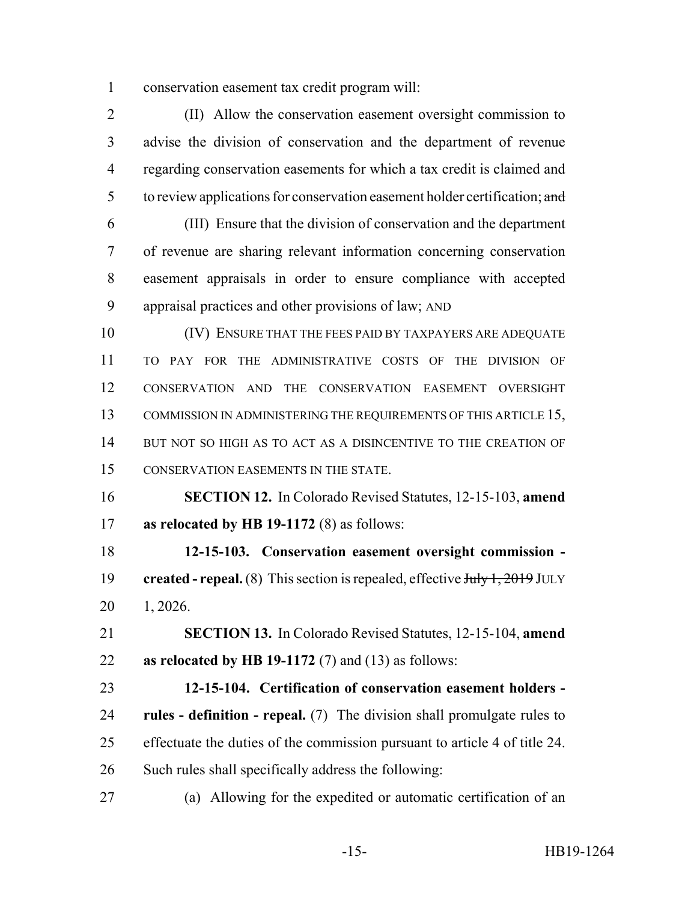conservation easement tax credit program will:

(II) Allow the conservation easement oversight commission to advise the division of conservation and the department of revenue regarding conservation easements for which a tax credit is claimed and to review applications for conservation easement holder certification; ~~and~~

(III) Ensure that the division of conservation and the department of revenue are sharing relevant information concerning conservation easement appraisals in order to ensure compliance with accepted appraisal practices and other provisions of law; AND

(IV) ENSURE THAT THE FEES PAID BY TAXPAYERS ARE ADEQUATE TO PAY FOR THE ADMINISTRATIVE COSTS OF THE DIVISION OF CONSERVATION AND THE CONSERVATION EASEMENT OVERSIGHT COMMISSION IN ADMINISTERING THE REQUIREMENTS OF THIS ARTICLE 15, BUT NOT SO HIGH AS TO ACT AS A DISINCENTIVE TO THE CREATION OF CONSERVATION EASEMENTS IN THE STATE.

**SECTION 12.** In Colorado Revised Statutes, 12-15-103, **amend as relocated by HB 19-1172** (8) as follows:

**12-15-103. Conservation easement oversight commission - created - repeal.** (8) This section is repealed, effective ~~July 1, 2019~~ JULY 1, 2026.

**SECTION 13.** In Colorado Revised Statutes, 12-15-104, **amend as relocated by HB 19-1172** (7) and (13) as follows:

**12-15-104. Certification of conservation easement holders - rules - definition - repeal.** (7) The division shall promulgate rules to effectuate the duties of the commission pursuant to article 4 of title 24. Such rules shall specifically address the following:

(a) Allowing for the expedited or automatic certification of an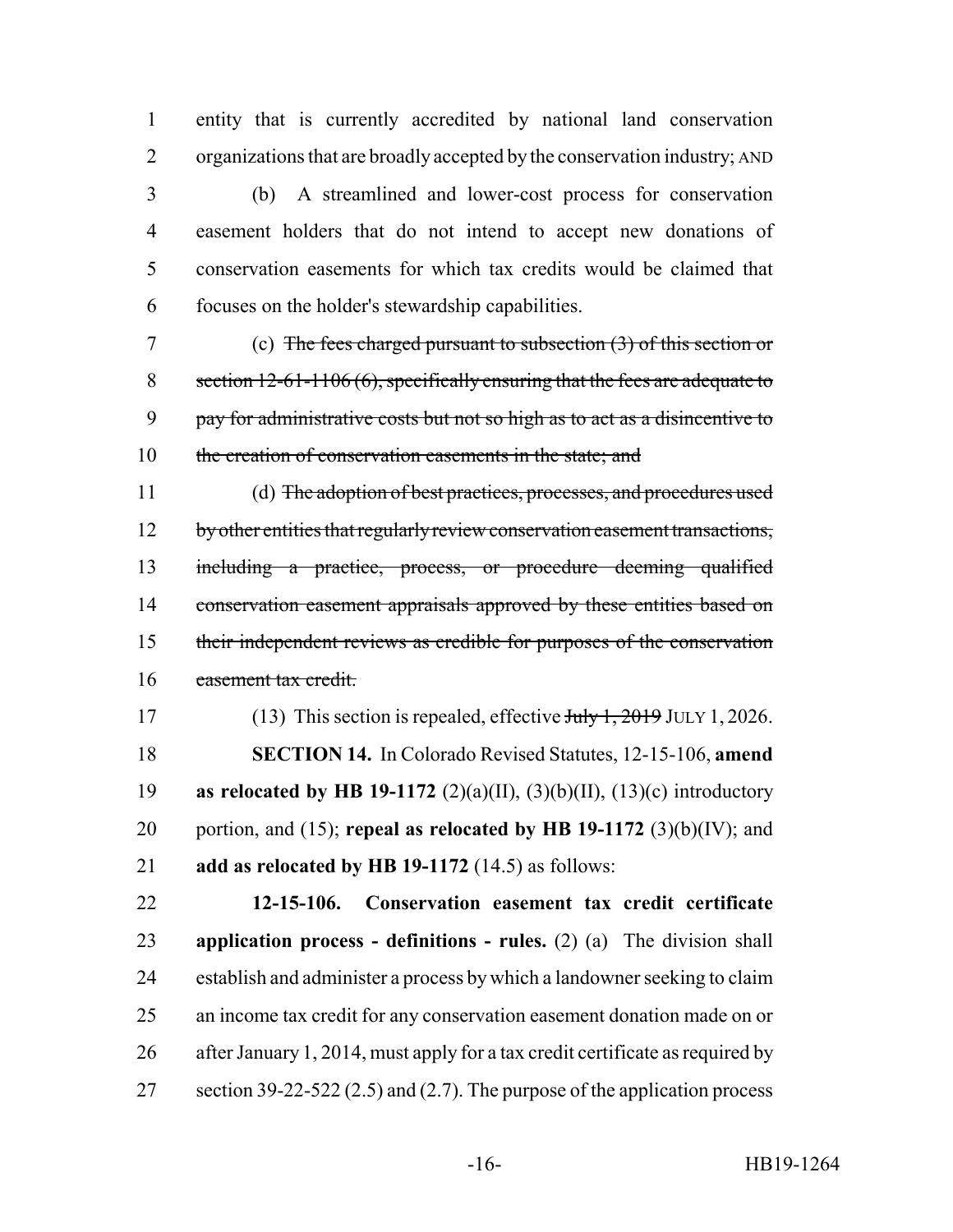entity that is currently accredited by national land conservation organizations that are broadly accepted by the conservation industry; AND

(b) A streamlined and lower-cost process for conservation easement holders that do not intend to accept new donations of conservation easements for which tax credits would be claimed that focuses on the holder's stewardship capabilities.

(c) ~~The fees charged pursuant to subsection (3) of this section or section 12-61-1106 (6), specifically ensuring that the fees are adequate to pay for administrative costs but not so high as to act as a disincentive to the creation of conservation easements in the state; and~~

(d) ~~The adoption of best practices, processes, and procedures used by other entities that regularly review conservation easement transactions, including a practice, process, or procedure deeming qualified conservation easement appraisals approved by these entities based on their independent reviews as credible for purposes of the conservation easement tax credit.~~

(13) This section is repealed, effective ~~July 1, 2019~~ JULY 1, 2026.

**SECTION 14.** In Colorado Revised Statutes, 12-15-106, **amend as relocated by HB 19-1172** (2)(a)(II), (3)(b)(II), (13)(c) introductory portion, and (15); **repeal as relocated by HB 19-1172** (3)(b)(IV); and **add as relocated by HB 19-1172** (14.5) as follows:

**12-15-106. Conservation easement tax credit certificate application process - definitions - rules.** (2) (a) The division shall establish and administer a process by which a landowner seeking to claim an income tax credit for any conservation easement donation made on or after January 1, 2014, must apply for a tax credit certificate as required by section 39-22-522 (2.5) and (2.7). The purpose of the application process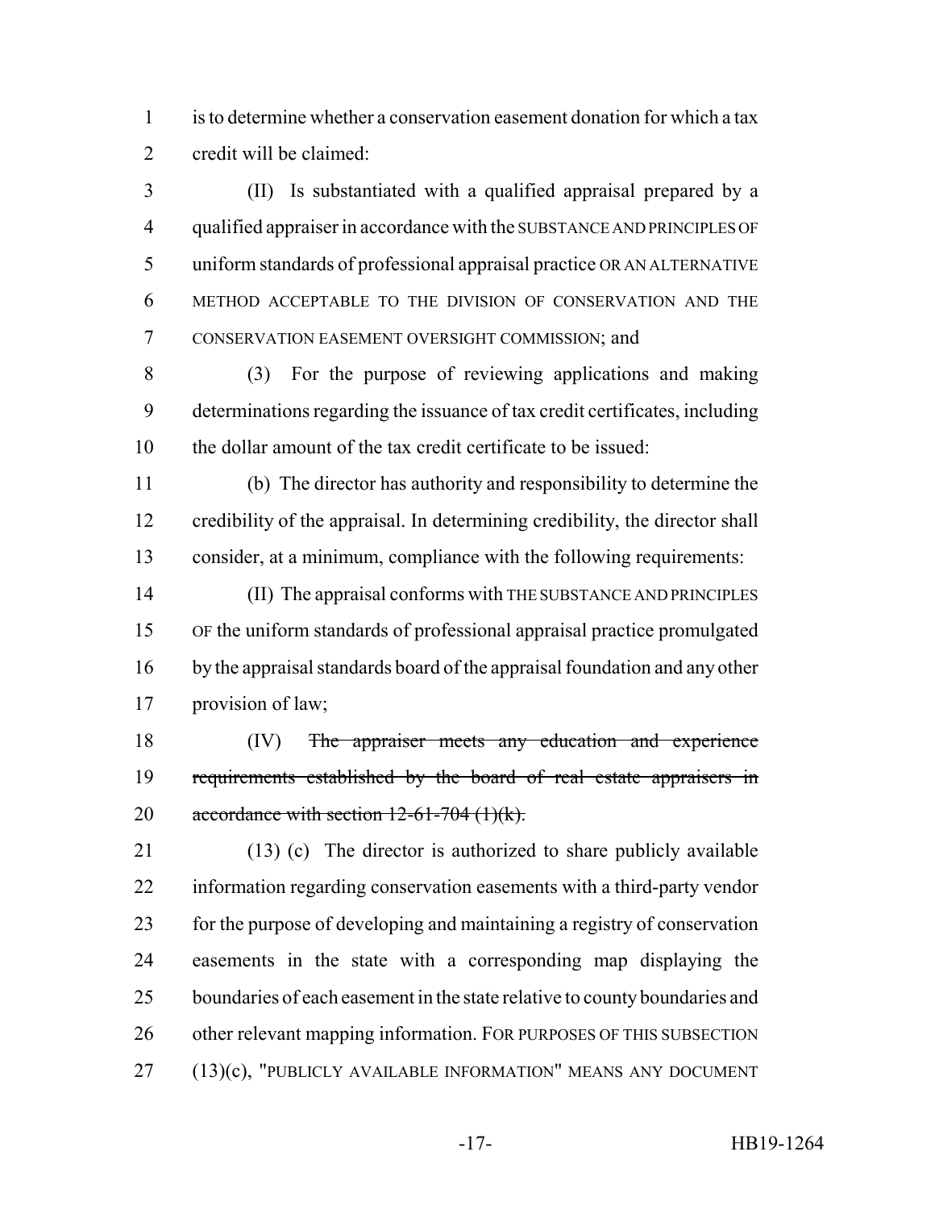is to determine whether a conservation easement donation for which a tax credit will be claimed:

(II) Is substantiated with a qualified appraisal prepared by a qualified appraiser in accordance with the SUBSTANCE AND PRINCIPLES OF uniform standards of professional appraisal practice OR AN ALTERNATIVE METHOD ACCEPTABLE TO THE DIVISION OF CONSERVATION AND THE CONSERVATION EASEMENT OVERSIGHT COMMISSION; and

(3) For the purpose of reviewing applications and making determinations regarding the issuance of tax credit certificates, including the dollar amount of the tax credit certificate to be issued:

(b) The director has authority and responsibility to determine the credibility of the appraisal. In determining credibility, the director shall consider, at a minimum, compliance with the following requirements:

(II) The appraisal conforms with THE SUBSTANCE AND PRINCIPLES OF the uniform standards of professional appraisal practice promulgated by the appraisal standards board of the appraisal foundation and any other provision of law;

(IV) ~~The appraiser meets any education and experience requirements established by the board of real estate appraisers in accordance with section 12-61-704 (1)(k).~~

(13) (c) The director is authorized to share publicly available information regarding conservation easements with a third-party vendor for the purpose of developing and maintaining a registry of conservation easements in the state with a corresponding map displaying the boundaries of each easement in the state relative to county boundaries and other relevant mapping information. FOR PURPOSES OF THIS SUBSECTION (13)(c), "PUBLICLY AVAILABLE INFORMATION" MEANS ANY DOCUMENT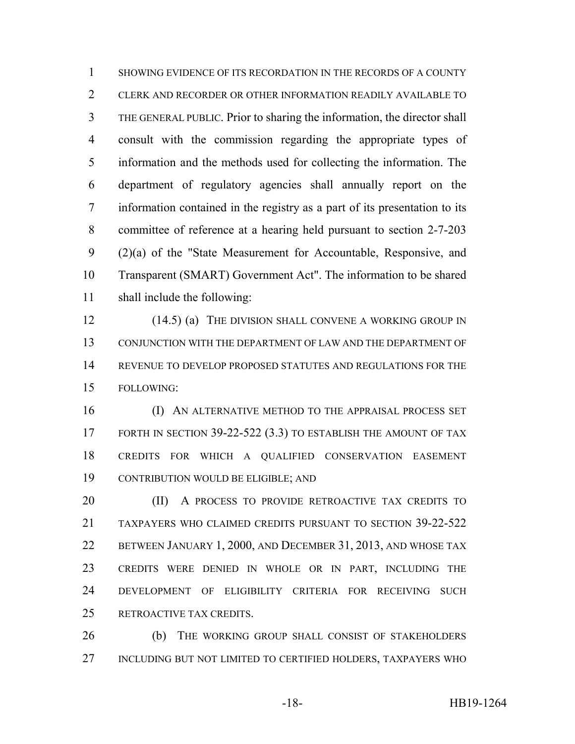SHOWING EVIDENCE OF ITS RECORDATION IN THE RECORDS OF A COUNTY CLERK AND RECORDER OR OTHER INFORMATION READILY AVAILABLE TO THE GENERAL PUBLIC. Prior to sharing the information, the director shall consult with the commission regarding the appropriate types of information and the methods used for collecting the information. The department of regulatory agencies shall annually report on the information contained in the registry as a part of its presentation to its committee of reference at a hearing held pursuant to section 2-7-203 (2)(a) of the "State Measurement for Accountable, Responsive, and Transparent (SMART) Government Act". The information to be shared shall include the following:

(14.5) (a) THE DIVISION SHALL CONVENE A WORKING GROUP IN CONJUNCTION WITH THE DEPARTMENT OF LAW AND THE DEPARTMENT OF REVENUE TO DEVELOP PROPOSED STATUTES AND REGULATIONS FOR THE FOLLOWING:

(I) AN ALTERNATIVE METHOD TO THE APPRAISAL PROCESS SET FORTH IN SECTION 39-22-522 (3.3) TO ESTABLISH THE AMOUNT OF TAX CREDITS FOR WHICH A QUALIFIED CONSERVATION EASEMENT CONTRIBUTION WOULD BE ELIGIBLE; AND

(II) A PROCESS TO PROVIDE RETROACTIVE TAX CREDITS TO TAXPAYERS WHO CLAIMED CREDITS PURSUANT TO SECTION 39-22-522 BETWEEN JANUARY 1, 2000, AND DECEMBER 31, 2013, AND WHOSE TAX CREDITS WERE DENIED IN WHOLE OR IN PART, INCLUDING THE DEVELOPMENT OF ELIGIBILITY CRITERIA FOR RECEIVING SUCH RETROACTIVE TAX CREDITS.

(b) THE WORKING GROUP SHALL CONSIST OF STAKEHOLDERS INCLUDING BUT NOT LIMITED TO CERTIFIED HOLDERS, TAXPAYERS WHO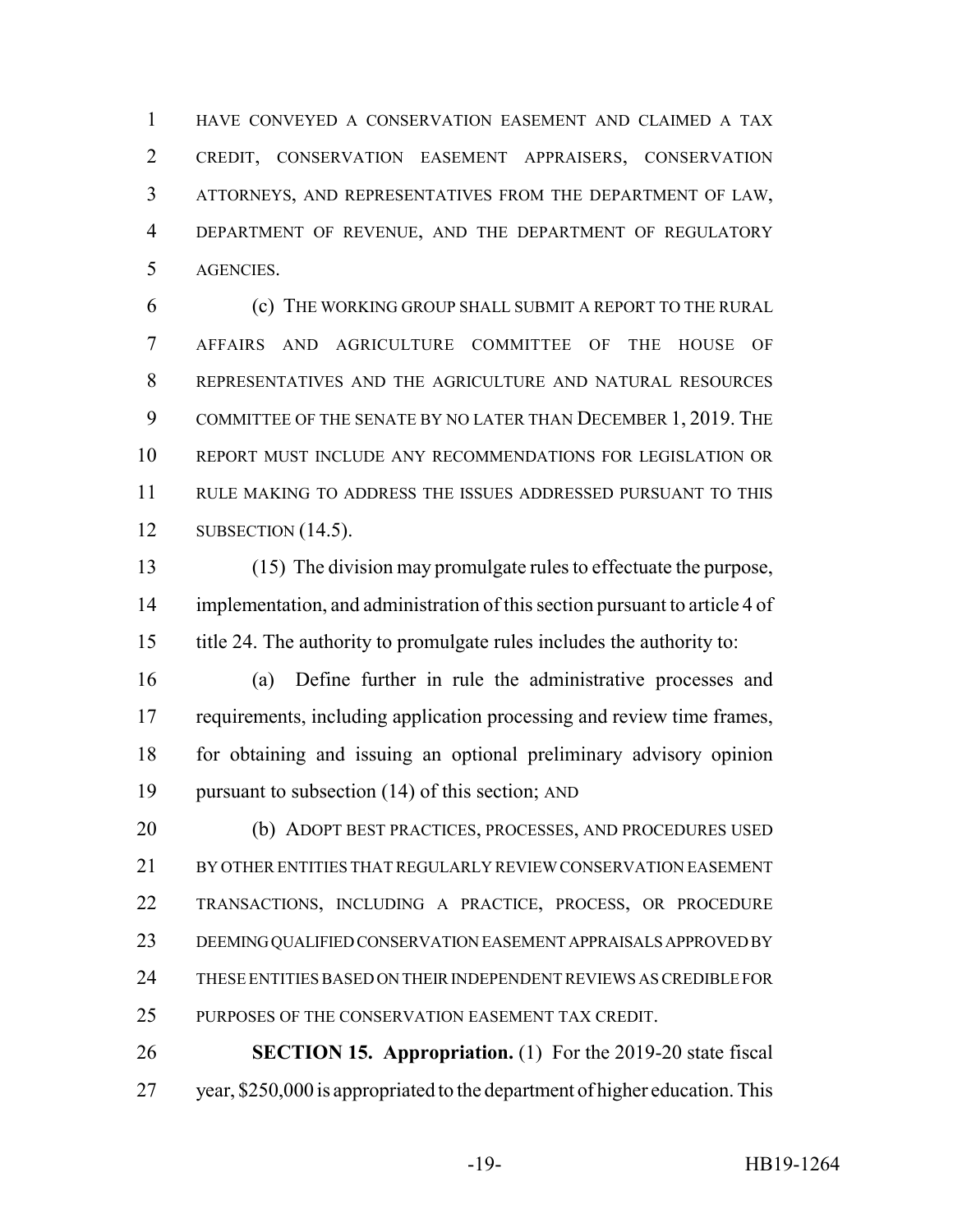HAVE CONVEYED A CONSERVATION EASEMENT AND CLAIMED A TAX CREDIT, CONSERVATION EASEMENT APPRAISERS, CONSERVATION ATTORNEYS, AND REPRESENTATIVES FROM THE DEPARTMENT OF LAW, DEPARTMENT OF REVENUE, AND THE DEPARTMENT OF REGULATORY AGENCIES.

(c) THE WORKING GROUP SHALL SUBMIT A REPORT TO THE RURAL AFFAIRS AND AGRICULTURE COMMITTEE OF THE HOUSE OF REPRESENTATIVES AND THE AGRICULTURE AND NATURAL RESOURCES COMMITTEE OF THE SENATE BY NO LATER THAN DECEMBER 1, 2019. THE REPORT MUST INCLUDE ANY RECOMMENDATIONS FOR LEGISLATION OR RULE MAKING TO ADDRESS THE ISSUES ADDRESSED PURSUANT TO THIS SUBSECTION (14.5).

(15) The division may promulgate rules to effectuate the purpose, implementation, and administration of this section pursuant to article 4 of title 24. The authority to promulgate rules includes the authority to:

(a) Define further in rule the administrative processes and requirements, including application processing and review time frames, for obtaining and issuing an optional preliminary advisory opinion pursuant to subsection (14) of this section; AND

(b) ADOPT BEST PRACTICES, PROCESSES, AND PROCEDURES USED BY OTHER ENTITIES THAT REGULARLY REVIEW CONSERVATION EASEMENT TRANSACTIONS, INCLUDING A PRACTICE, PROCESS, OR PROCEDURE DEEMING QUALIFIED CONSERVATION EASEMENT APPRAISALS APPROVED BY THESE ENTITIES BASED ON THEIR INDEPENDENT REVIEWS AS CREDIBLE FOR PURPOSES OF THE CONSERVATION EASEMENT TAX CREDIT.

**SECTION 15. Appropriation.** (1) For the 2019-20 state fiscal year, $250,000 is appropriated to the department of higher education. This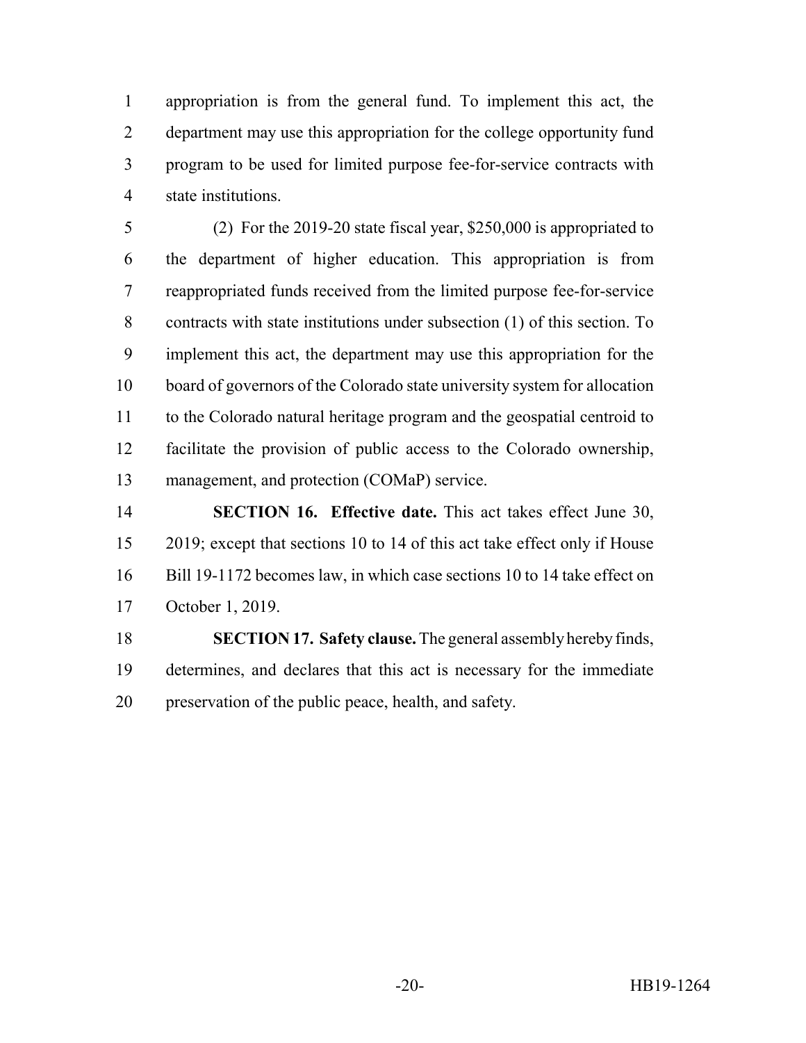appropriation is from the general fund. To implement this act, the department may use this appropriation for the college opportunity fund program to be used for limited purpose fee-for-service contracts with state institutions.

(2) For the 2019-20 state fiscal year, $250,000 is appropriated to the department of higher education. This appropriation is from reappropriated funds received from the limited purpose fee-for-service contracts with state institutions under subsection (1) of this section. To implement this act, the department may use this appropriation for the board of governors of the Colorado state university system for allocation to the Colorado natural heritage program and the geospatial centroid to facilitate the provision of public access to the Colorado ownership, management, and protection (COMaP) service.

**SECTION 16. Effective date.** This act takes effect June 30, 2019; except that sections 10 to 14 of this act take effect only if House Bill 19-1172 becomes law, in which case sections 10 to 14 take effect on October 1, 2019.

**SECTION 17. Safety clause.** The general assembly hereby finds, determines, and declares that this act is necessary for the immediate preservation of the public peace, health, and safety.